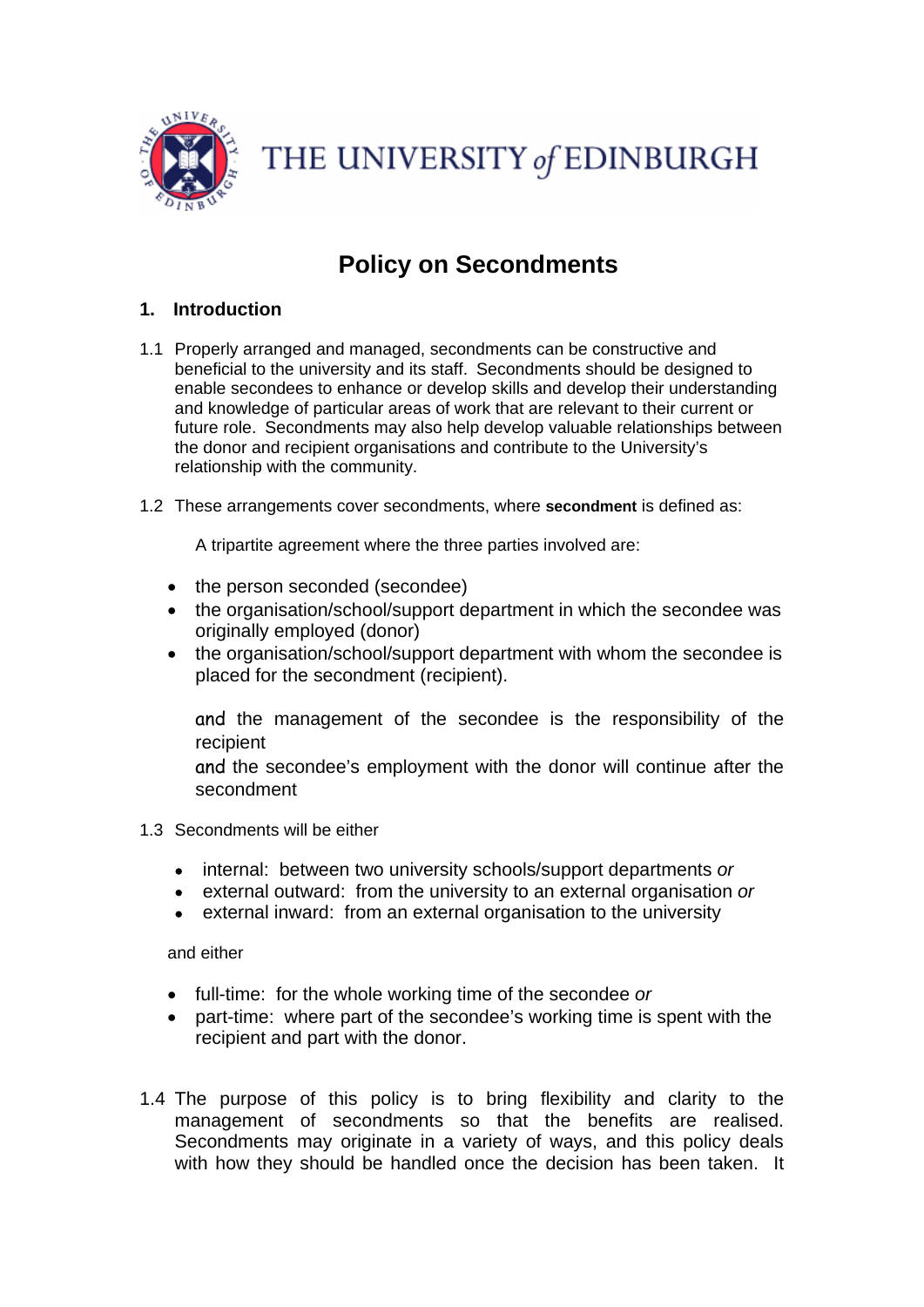THE UNIVERSITY *of* EDINBURGH

# Policy on Secondments

## 1. Introduction

1.1 Properly arranged and managed, secondments can be constructive and beneficial to the university and its staff. Secondments should be designed to enable secondees to enhance or develop skills and develop their understanding and knowledge of particular areas of work that are relevant to their current or future role. Secondments may also help develop valuable relationships between the donor and recipient organisations and contribute to the University's relationship with the community.

1.2 These arrangements cover secondments, where **secondment** is defined as:

A tripartite agreement where the three parties involved are:

- the person seconded (secondee)
- the organisation/school/support department in which the secondee was originally employed (donor)
- the organisation/school/support department with whom the secondee is placed for the secondment (recipient).

and the management of the secondee is the responsibility of the recipient

and the secondee's employment with the donor will continue after the secondment

1.3 Secondments will be either

- internal: between two university schools/support departments *or*
- external outward: from the university to an external organisation *or*
- external inward: from an external organisation to the university

and either

- full-time: for the whole working time of the secondee *or*
- part-time: where part of the secondee's working time is spent with the recipient and part with the donor.

1.4 The purpose of this policy is to bring flexibility and clarity to the management of secondments so that the benefits are realised. Secondments may originate in a variety of ways, and this policy deals with how they should be handled once the decision has been taken. It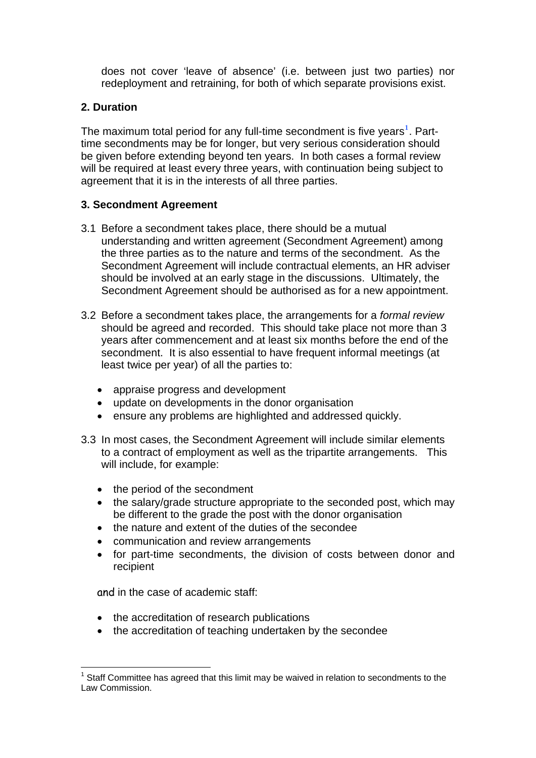does not cover 'leave of absence' (i.e. between just two parties) nor redeployment and retraining, for both of which separate provisions exist.

**2. Duration**

The maximum total period for any full-time secondment is five years[1]. Part-time secondments may be for longer, but very serious consideration should be given before extending beyond ten years. In both cases a formal review will be required at least every three years, with continuation being subject to agreement that it is in the interests of all three parties.

**3. Secondment Agreement**

3.1 Before a secondment takes place, there should be a mutual understanding and written agreement (Secondment Agreement) among the three parties as to the nature and terms of the secondment. As the Secondment Agreement will include contractual elements, an HR adviser should be involved at an early stage in the discussions. Ultimately, the Secondment Agreement should be authorised as for a new appointment.

3.2 Before a secondment takes place, the arrangements for a *formal review* should be agreed and recorded. This should take place not more than 3 years after commencement and at least six months before the end of the secondment. It is also essential to have frequent informal meetings (at least twice per year) of all the parties to:

- appraise progress and development
- update on developments in the donor organisation
- ensure any problems are highlighted and addressed quickly.

3.3 In most cases, the Secondment Agreement will include similar elements to a contract of employment as well as the tripartite arrangements. This will include, for example:

- the period of the secondment
- the salary/grade structure appropriate to the seconded post, which may be different to the grade the post with the donor organisation
- the nature and extent of the duties of the secondee
- communication and review arrangements
- for part-time secondments, the division of costs between donor and recipient

and in the case of academic staff:

- the accreditation of research publications
- the accreditation of teaching undertaken by the secondee

[1] Staff Committee has agreed that this limit may be waived in relation to secondments to the Law Commission.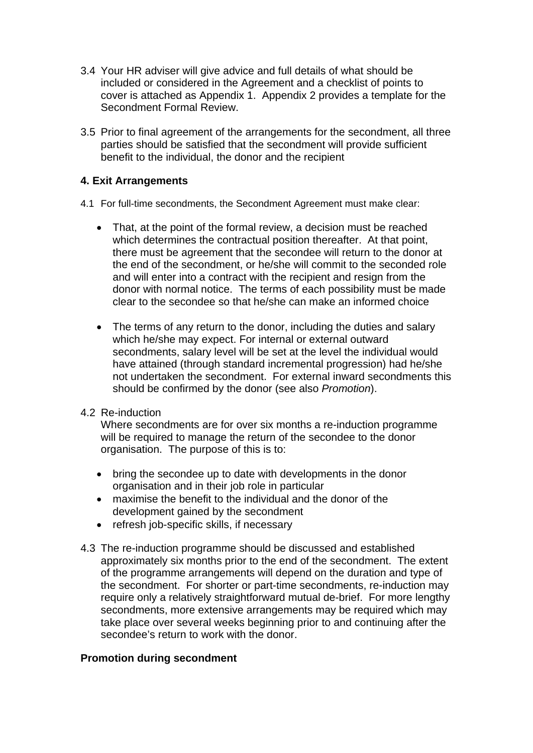3.4 Your HR adviser will give advice and full details of what should be included or considered in the Agreement and a checklist of points to cover is attached as Appendix 1. Appendix 2 provides a template for the Secondment Formal Review.

3.5 Prior to final agreement of the arrangements for the secondment, all three parties should be satisfied that the secondment will provide sufficient benefit to the individual, the donor and the recipient

**4. Exit Arrangements**

4.1 For full-time secondments, the Secondment Agreement must make clear:

- That, at the point of the formal review, a decision must be reached which determines the contractual position thereafter. At that point, there must be agreement that the secondee will return to the donor at the end of the secondment, or he/she will commit to the seconded role and will enter into a contract with the recipient and resign from the donor with normal notice. The terms of each possibility must be made clear to the secondee so that he/she can make an informed choice

- The terms of any return to the donor, including the duties and salary which he/she may expect. For internal or external outward secondments, salary level will be set at the level the individual would have attained (through standard incremental progression) had he/she not undertaken the secondment. For external inward secondments this should be confirmed by the donor (see also *Promotion*).

4.2 Re-induction
Where secondments are for over six months a re-induction programme will be required to manage the return of the secondee to the donor organisation. The purpose of this is to:

- bring the secondee up to date with developments in the donor organisation and in their job role in particular
- maximise the benefit to the individual and the donor of the development gained by the secondment
- refresh job-specific skills, if necessary

4.3 The re-induction programme should be discussed and established approximately six months prior to the end of the secondment. The extent of the programme arrangements will depend on the duration and type of the secondment. For shorter or part-time secondments, re-induction may require only a relatively straightforward mutual de-brief. For more lengthy secondments, more extensive arrangements may be required which may take place over several weeks beginning prior to and continuing after the secondee's return to work with the donor.

**Promotion during secondment**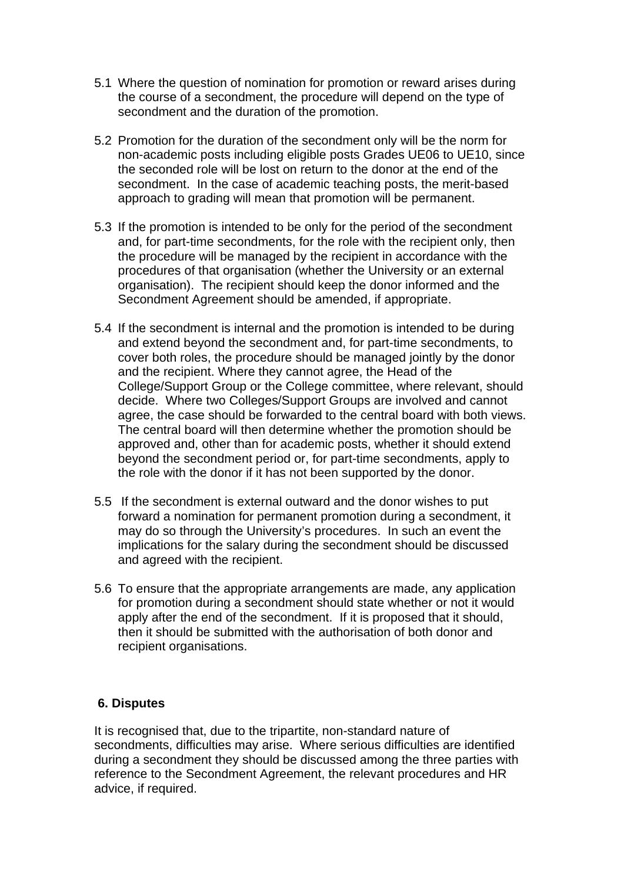5.1 Where the question of nomination for promotion or reward arises during the course of a secondment, the procedure will depend on the type of secondment and the duration of the promotion.

5.2 Promotion for the duration of the secondment only will be the norm for non-academic posts including eligible posts Grades UE06 to UE10, since the seconded role will be lost on return to the donor at the end of the secondment. In the case of academic teaching posts, the merit-based approach to grading will mean that promotion will be permanent.

5.3 If the promotion is intended to be only for the period of the secondment and, for part-time secondments, for the role with the recipient only, then the procedure will be managed by the recipient in accordance with the procedures of that organisation (whether the University or an external organisation). The recipient should keep the donor informed and the Secondment Agreement should be amended, if appropriate.

5.4 If the secondment is internal and the promotion is intended to be during and extend beyond the secondment and, for part-time secondments, to cover both roles, the procedure should be managed jointly by the donor and the recipient. Where they cannot agree, the Head of the College/Support Group or the College committee, where relevant, should decide. Where two Colleges/Support Groups are involved and cannot agree, the case should be forwarded to the central board with both views. The central board will then determine whether the promotion should be approved and, other than for academic posts, whether it should extend beyond the secondment period or, for part-time secondments, apply to the role with the donor if it has not been supported by the donor.

5.5 If the secondment is external outward and the donor wishes to put forward a nomination for permanent promotion during a secondment, it may do so through the University's procedures. In such an event the implications for the salary during the secondment should be discussed and agreed with the recipient.

5.6 To ensure that the appropriate arrangements are made, any application for promotion during a secondment should state whether or not it would apply after the end of the secondment. If it is proposed that it should, then it should be submitted with the authorisation of both donor and recipient organisations.

## 6. Disputes

It is recognised that, due to the tripartite, non-standard nature of secondments, difficulties may arise. Where serious difficulties are identified during a secondment they should be discussed among the three parties with reference to the Secondment Agreement, the relevant procedures and HR advice, if required.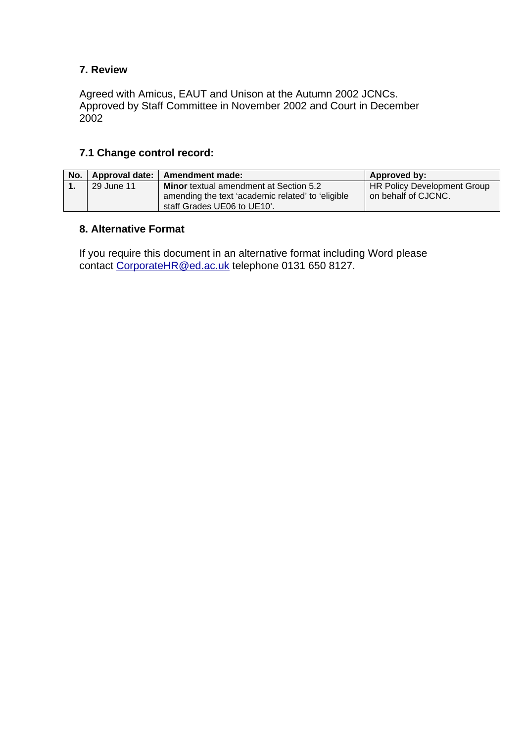## 7. Review

Agreed with Amicus, EAUT and Unison at the Autumn 2002 JCNCs. Approved by Staff Committee in November 2002 and Court in December 2002

### 7.1 Change control record:

| No. | Approval date: | Amendment made: | Approved by: |
|---|---|---|---|
| **1.** | 29 June 11 | **Minor** textual amendment at Section 5.2 amending the text 'academic related' to 'eligible staff Grades UE06 to UE10'. | HR Policy Development Group on behalf of CJCNC. |

## 8. Alternative Format

If you require this document in an alternative format including Word please contact CorporateHR@ed.ac.uk telephone 0131 650 8127.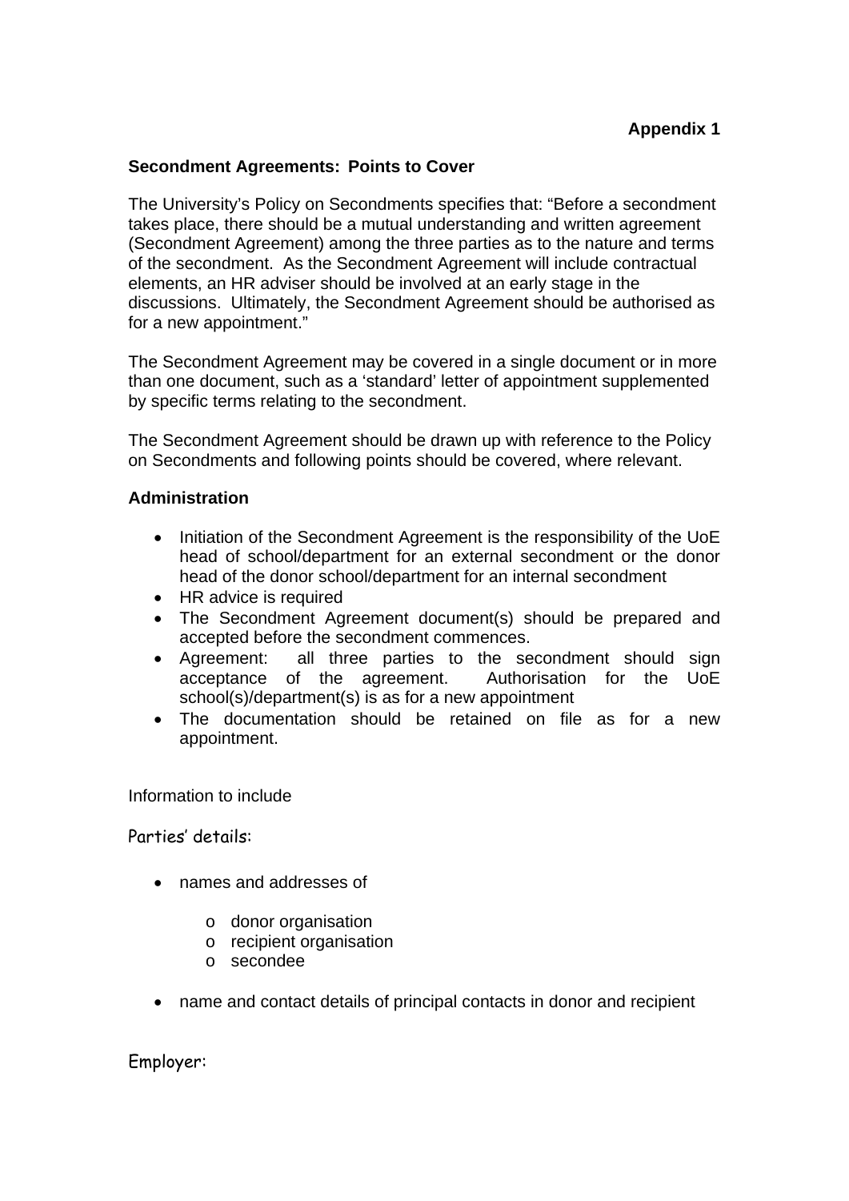**Appendix 1**

**Secondment Agreements: Points to Cover**

The University's Policy on Secondments specifies that: "Before a secondment takes place, there should be a mutual understanding and written agreement (Secondment Agreement) among the three parties as to the nature and terms of the secondment. As the Secondment Agreement will include contractual elements, an HR adviser should be involved at an early stage in the discussions. Ultimately, the Secondment Agreement should be authorised as for a new appointment."

The Secondment Agreement may be covered in a single document or in more than one document, such as a 'standard' letter of appointment supplemented by specific terms relating to the secondment.

The Secondment Agreement should be drawn up with reference to the Policy on Secondments and following points should be covered, where relevant.

**Administration**

- Initiation of the Secondment Agreement is the responsibility of the UoE head of school/department for an external secondment or the donor head of the donor school/department for an internal secondment
- HR advice is required
- The Secondment Agreement document(s) should be prepared and accepted before the secondment commences.
- Agreement: all three parties to the secondment should sign acceptance of the agreement. Authorisation for the UoE school(s)/department(s) is as for a new appointment
- The documentation should be retained on file as for a new appointment.

Information to include

Parties' details:

- names and addresses of
  - donor organisation
  - recipient organisation
  - secondee
- name and contact details of principal contacts in donor and recipient

Employer: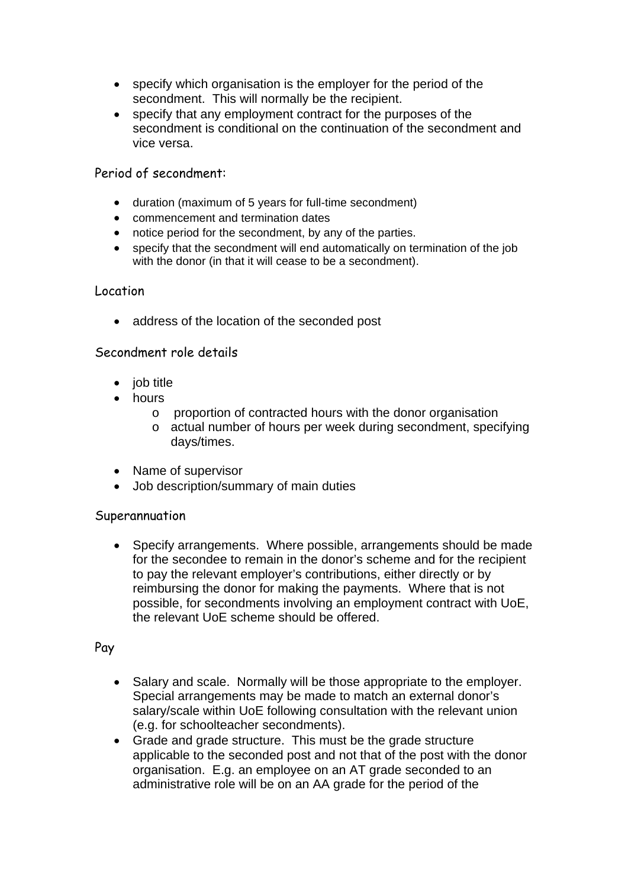- specify which organisation is the employer for the period of the secondment. This will normally be the recipient.
- specify that any employment contract for the purposes of the secondment is conditional on the continuation of the secondment and vice versa.

### Period of secondment:

- duration (maximum of 5 years for full-time secondment)
- commencement and termination dates
- notice period for the secondment, by any of the parties.
- specify that the secondment will end automatically on termination of the job with the donor (in that it will cease to be a secondment).

### Location

- address of the location of the seconded post

### Secondment role details

- job title
- hours
    - proportion of contracted hours with the donor organisation
    - actual number of hours per week during secondment, specifying days/times.
- Name of supervisor
- Job description/summary of main duties

### Superannuation

- Specify arrangements. Where possible, arrangements should be made for the secondee to remain in the donor's scheme and for the recipient to pay the relevant employer's contributions, either directly or by reimbursing the donor for making the payments. Where that is not possible, for secondments involving an employment contract with UoE, the relevant UoE scheme should be offered.

### Pay

- Salary and scale. Normally will be those appropriate to the employer. Special arrangements may be made to match an external donor's salary/scale within UoE following consultation with the relevant union (e.g. for schoolteacher secondments).
- Grade and grade structure. This must be the grade structure applicable to the seconded post and not that of the post with the donor organisation. E.g. an employee on an AT grade seconded to an administrative role will be on an AA grade for the period of the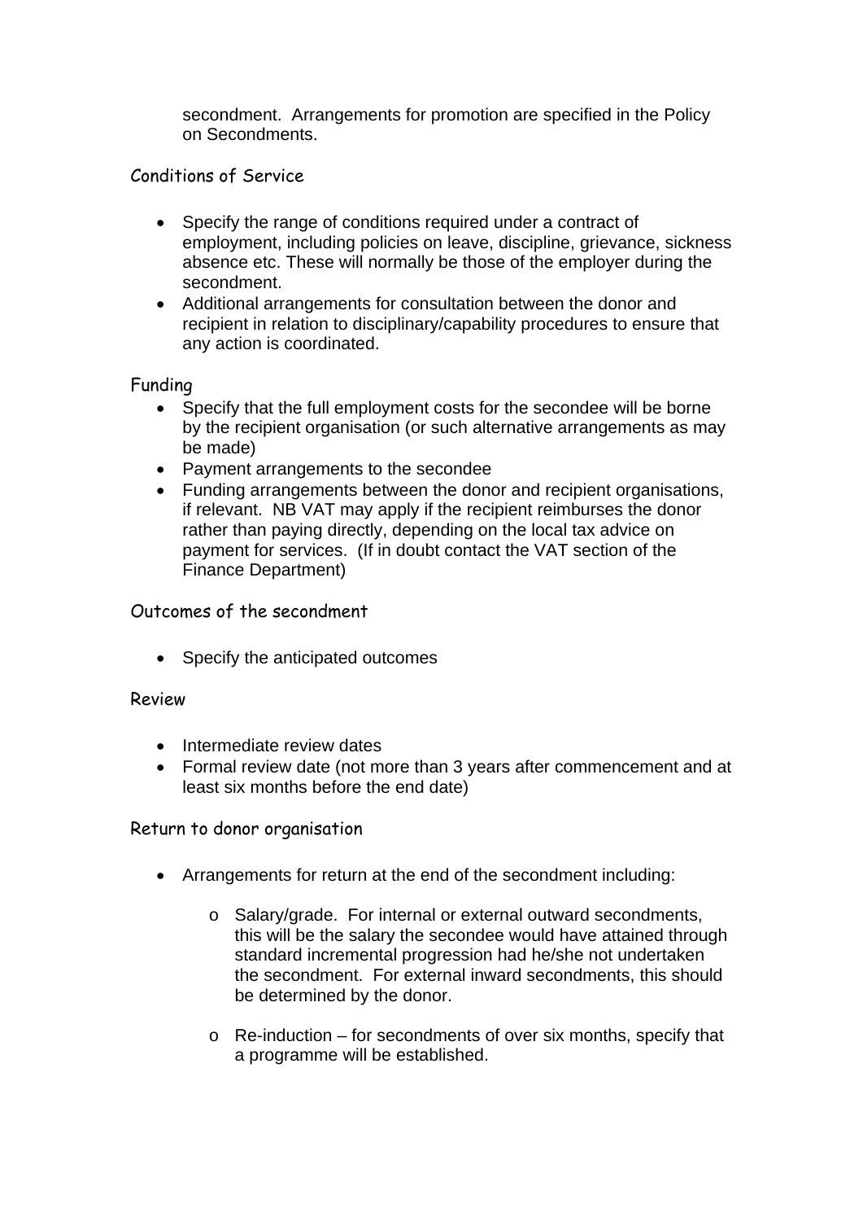secondment. Arrangements for promotion are specified in the Policy on Secondments.

### Conditions of Service

- Specify the range of conditions required under a contract of employment, including policies on leave, discipline, grievance, sickness absence etc. These will normally be those of the employer during the secondment.
- Additional arrangements for consultation between the donor and recipient in relation to disciplinary/capability procedures to ensure that any action is coordinated.

### Funding

- Specify that the full employment costs for the secondee will be borne by the recipient organisation (or such alternative arrangements as may be made)
- Payment arrangements to the secondee
- Funding arrangements between the donor and recipient organisations, if relevant. NB VAT may apply if the recipient reimburses the donor rather than paying directly, depending on the local tax advice on payment for services. (If in doubt contact the VAT section of the Finance Department)

### Outcomes of the secondment

- Specify the anticipated outcomes

### Review

- Intermediate review dates
- Formal review date (not more than 3 years after commencement and at least six months before the end date)

### Return to donor organisation

- Arrangements for return at the end of the secondment including:
  - Salary/grade. For internal or external outward secondments, this will be the salary the secondee would have attained through standard incremental progression had he/she not undertaken the secondment. For external inward secondments, this should be determined by the donor.
  - Re-induction – for secondments of over six months, specify that a programme will be established.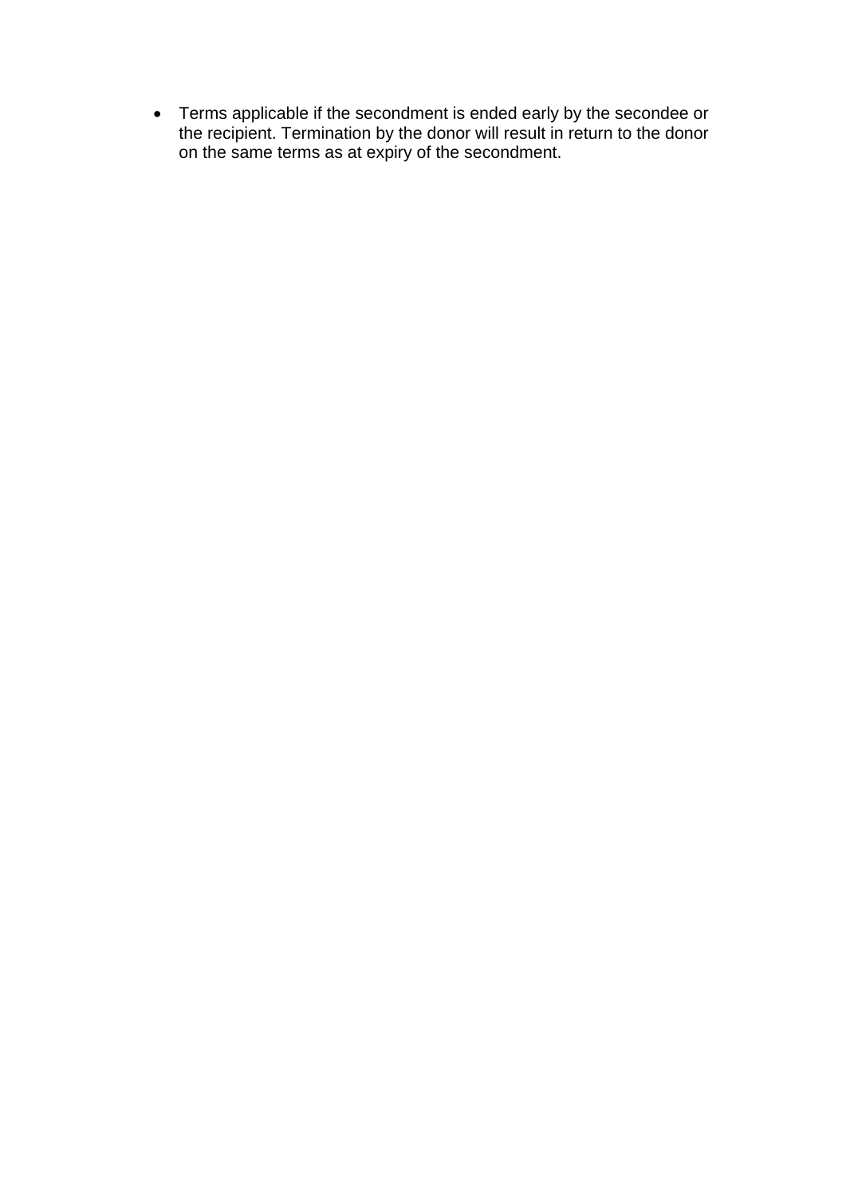- Terms applicable if the secondment is ended early by the secondee or the recipient. Termination by the donor will result in return to the donor on the same terms as at expiry of the secondment.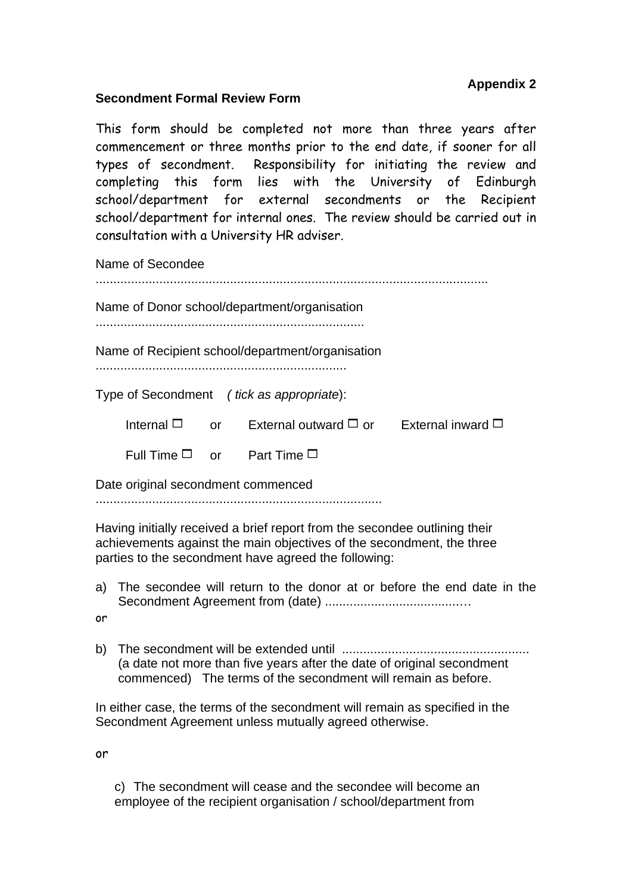**Appendix 2**

**Secondment Formal Review Form**

This form should be completed not more than three years after commencement or three months prior to the end date, if sooner for all types of secondment. Responsibility for initiating the review and completing this form lies with the University of Edinburgh school/department for external secondments or the Recipient school/department for internal ones. The review should be carried out in consultation with a University HR adviser.

Name of Secondee ..............................................................................................................

Name of Donor school/department/organisation ...........................................................................

Name of Recipient school/department/organisation .......................................................................

Type of Secondment *( tick as appropriate*):

Internal ☐ or External outward ☐ or External inward ☐

Full Time ☐ or Part Time ☐

Date original secondment commenced ................................................................................

Having initially received a brief report from the secondee outlining their achievements against the main objectives of the secondment, the three parties to the secondment have agreed the following:

a) The secondee will return to the donor at or before the end date in the Secondment Agreement from (date) ........................................

or

b) The secondment will be extended until .................................................... (a date not more than five years after the date of original secondment commenced) The terms of the secondment will remain as before.

In either case, the terms of the secondment will remain as specified in the Secondment Agreement unless mutually agreed otherwise.

or

c) The secondment will cease and the secondee will become an employee of the recipient organisation / school/department from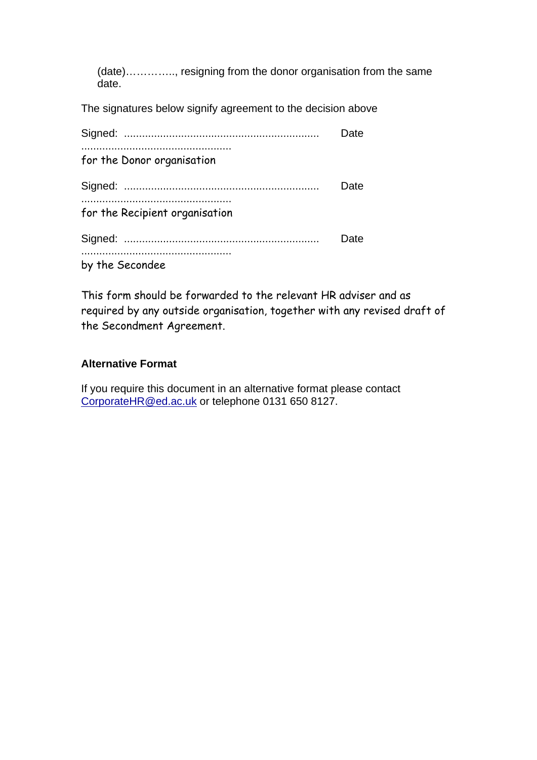(date)…………., resigning from the donor organisation from the same date.

The signatures below signify agreement to the decision above

Signed: ................................................................ Date .................................................
for the Donor organisation

Signed: ................................................................ Date .................................................
for the Recipient organisation

Signed: ................................................................ Date .................................................
by the Secondee

This form should be forwarded to the relevant HR adviser and as required by any outside organisation, together with any revised draft of the Secondment Agreement.

**Alternative Format**

If you require this document in an alternative format please contact CorporateHR@ed.ac.uk or telephone 0131 650 8127.